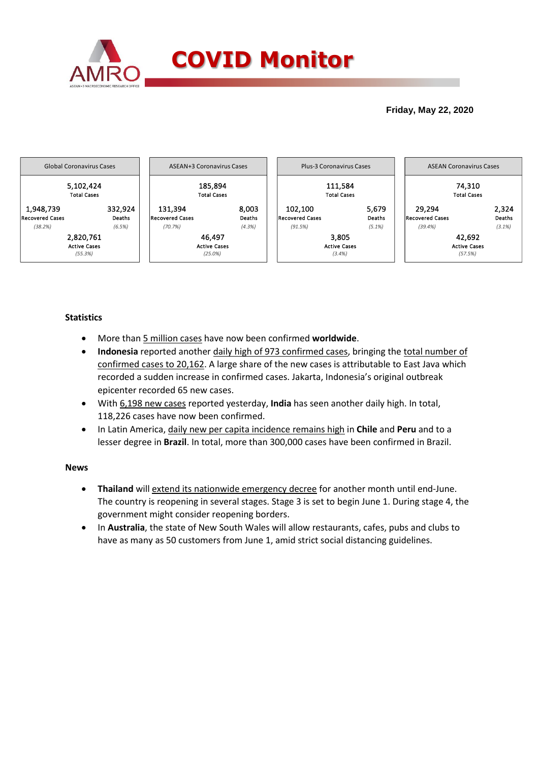# COVID Monitor

**Friday, May 22, 2020**

| Global Coronavirus Cases | | ASEAN+3 Coronavirus Cases | | Plus-3 Coronavirus Cases | | ASEAN Coronavirus Cases | |
|---|---|---|---|---|---|---|---|
| 5,102,424 Total Cases | | 185,894 Total Cases | | 111,584 Total Cases | | 74,310 Total Cases | |
| 1,948,739 Recovered Cases *(38.2%)* | 332,924 Deaths *(6.5%)* | 131,394 Recovered Cases *(70.7%)* | 8,003 Deaths *(4.3%)* | 102,100 Recovered Cases *(91.5%)* | 5,679 Deaths *(5.1%)* | 29,294 Recovered Cases *(39.4%)* | 2,324 Deaths *(3.1%)* |
| 2,820,761 Active Cases *(55.3%)* | | 46,497 Active Cases *(25.0%)* | | 3,805 Active Cases *(3.4%)* | | 42,692 Active Cases *(57.5%)* | |

### Statistics

- More than 5 million cases have now been confirmed **worldwide**.
- **Indonesia** reported another daily high of 973 confirmed cases, bringing the total number of confirmed cases to 20,162. A large share of the new cases is attributable to East Java which recorded a sudden increase in confirmed cases. Jakarta, Indonesia's original outbreak epicenter recorded 65 new cases.
- With 6,198 new cases reported yesterday, **India** has seen another daily high. In total, 118,226 cases have now been confirmed.
- In Latin America, daily new per capita incidence remains high in **Chile** and **Peru** and to a lesser degree in **Brazil**. In total, more than 300,000 cases have been confirmed in Brazil.

### News

- **Thailand** will extend its nationwide emergency decree for another month until end-June. The country is reopening in several stages. Stage 3 is set to begin June 1. During stage 4, the government might consider reopening borders.
- In **Australia**, the state of New South Wales will allow restaurants, cafes, pubs and clubs to have as many as 50 customers from June 1, amid strict social distancing guidelines.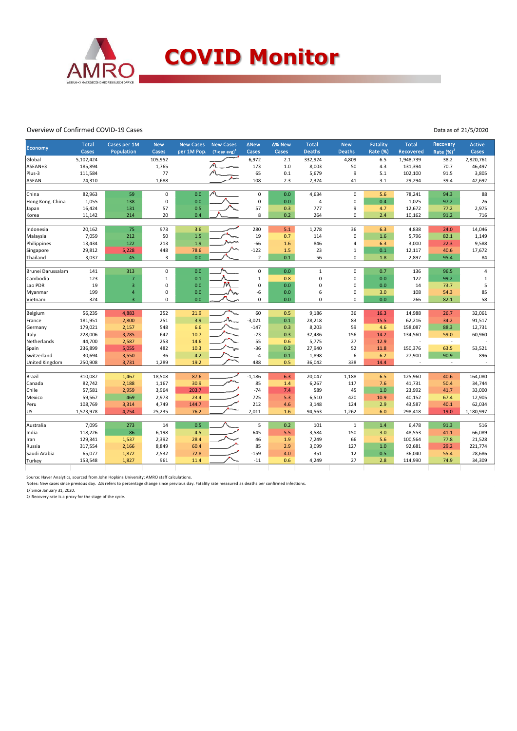# COVID Monitor

Overview of Confirmed COVID-19 Cases

Data as of 21/5/2020

| Economy | Total Cases | Cases per 1M Population | New Cases | New Cases per 1M Pop. | New Cases (7-day avg)[1] | ΔNew Cases | Δ% New Cases | Total Deaths | New Deaths | Fatality Rate (%) | Total Recovered | Recovery Rate (%)[2] | Active Cases |
|---|---|---|---|---|---|---|---|---|---|---|---|---|---|
| Global | 5,102,424 | | 105,952 | | | 6,972 | 2.1 | 332,924 | 4,809 | 6.5 | 1,948,739 | 38.2 | 2,820,761 |
| ASEAN+3 | 185,894 | | 1,765 | | | 173 | 1.0 | 8,003 | 50 | 4.3 | 131,394 | 70.7 | 46,497 |
| Plus-3 | 111,584 | | 77 | | | 65 | 0.1 | 5,679 | 9 | 5.1 | 102,100 | 91.5 | 3,805 |
| ASEAN | 74,310 | | 1,688 | | | 108 | 2.3 | 2,324 | 41 | 3.1 | 29,294 | 39.4 | 42,692 |
| | | | | | | | | | | | | | |
| China | 82,963 | 59 | 0 | 0.0 | | 0 | 0.0 | 4,634 | 0 | 5.6 | 78,241 | 94.3 | 88 |
| Hong Kong, China | 1,055 | 138 | 0 | 0.0 | | 0 | 0.0 | 4 | 0 | 0.4 | 1,025 | 97.2 | 26 |
| Japan | 16,424 | 131 | 57 | 0.5 | | 57 | 0.3 | 777 | 9 | 4.7 | 12,672 | 77.2 | 2,975 |
| Korea | 11,142 | 214 | 20 | 0.4 | | 8 | 0.2 | 264 | 0 | 2.4 | 10,162 | 91.2 | 716 |
| | | | | | | | | | | | | | |
| Indonesia | 20,162 | 75 | 973 | 3.6 | | 280 | 5.1 | 1,278 | 36 | 6.3 | 4,838 | 24.0 | 14,046 |
| Malaysia | 7,059 | 212 | 50 | 1.5 | | 19 | 0.7 | 114 | 0 | 1.6 | 5,796 | 82.1 | 1,149 |
| Philippines | 13,434 | 122 | 213 | 1.9 | | -66 | 1.6 | 846 | 4 | 6.3 | 3,000 | 22.3 | 9,588 |
| Singapore | 29,812 | 5,228 | 448 | 78.6 | | -122 | 1.5 | 23 | 1 | 0.1 | 12,117 | 40.6 | 17,672 |
| Thailand | 3,037 | 45 | 3 | 0.0 | | 2 | 0.1 | 56 | 0 | 1.8 | 2,897 | 95.4 | 84 |
| | | | | | | | | | | | | | |
| Brunei Darussalam | 141 | 313 | 0 | 0.0 | | 0 | 0.0 | 1 | 0 | 0.7 | 136 | 96.5 | 4 |
| Cambodia | 123 | 7 | 1 | 0.1 | | 1 | 0.8 | 0 | 0 | 0.0 | 122 | 99.2 | 1 |
| Lao PDR | 19 | 3 | 0 | 0.0 | | 0 | 0.0 | 0 | 0 | 0.0 | 14 | 73.7 | 5 |
| Myanmar | 199 | 4 | 0 | 0.0 | | -6 | 0.0 | 6 | 0 | 3.0 | 108 | 54.3 | 85 |
| Vietnam | 324 | 3 | 0 | 0.0 | | 0 | 0.0 | 0 | 0 | 0.0 | 266 | 82.1 | 58 |
| | | | | | | | | | | | | | |
| Belgium | 56,235 | 4,883 | 252 | 21.9 | | 60 | 0.5 | 9,186 | 36 | 16.3 | 14,988 | 26.7 | 32,061 |
| France | 181,951 | 2,800 | 251 | 3.9 | | -3,021 | 0.1 | 28,218 | 83 | 15.5 | 62,216 | 34.2 | 91,517 |
| Germany | 179,021 | 2,157 | 548 | 6.6 | | -147 | 0.3 | 8,203 | 59 | 4.6 | 158,087 | 88.3 | 12,731 |
| Italy | 228,006 | 3,785 | 642 | 10.7 | | -23 | 0.3 | 32,486 | 156 | 14.2 | 134,560 | 59.0 | 60,960 |
| Netherlands | 44,700 | 2,587 | 253 | 14.6 | | 55 | 0.6 | 5,775 | 27 | 12.9 | - | - | - |
| Spain | 236,899 | 5,055 | 482 | 10.3 | | -36 | 0.2 | 27,940 | 52 | 11.8 | 150,376 | 63.5 | 53,521 |
| Switzerland | 30,694 | 3,550 | 36 | 4.2 | | -4 | 0.1 | 1,898 | 6 | 6.2 | 27,900 | 90.9 | 896 |
| United Kingdom | 250,908 | 3,731 | 1,289 | 19.2 | | 488 | 0.5 | 36,042 | 338 | 14.4 | - | - | - |
| | | | | | | | | | | | | | |
| Brazil | 310,087 | 1,467 | 18,508 | 87.6 | | -1,186 | 6.3 | 20,047 | 1,188 | 6.5 | 125,960 | 40.6 | 164,080 |
| Canada | 82,742 | 2,188 | 1,167 | 30.9 | | 85 | 1.4 | 6,267 | 117 | 7.6 | 41,731 | 50.4 | 34,744 |
| Chile | 57,581 | 2,959 | 3,964 | 203.7 | | -74 | 7.4 | 589 | 45 | 1.0 | 23,992 | 41.7 | 33,000 |
| Mexico | 59,567 | 469 | 2,973 | 23.4 | | 725 | 5.3 | 6,510 | 420 | 10.9 | 40,152 | 67.4 | 12,905 |
| Peru | 108,769 | 3,314 | 4,749 | 144.7 | | 212 | 4.6 | 3,148 | 124 | 2.9 | 43,587 | 40.1 | 62,034 |
| US | 1,573,978 | 4,754 | 25,235 | 76.2 | | 2,011 | 1.6 | 94,563 | 1,262 | 6.0 | 298,418 | 19.0 | 1,180,997 |
| | | | | | | | | | | | | | |
| Australia | 7,095 | 273 | 14 | 0.5 | | 5 | 0.2 | 101 | 1 | 1.4 | 6,478 | 91.3 | 516 |
| India | 118,226 | 86 | 6,198 | 4.5 | | 645 | 5.5 | 3,584 | 150 | 3.0 | 48,553 | 41.1 | 66,089 |
| Iran | 129,341 | 1,537 | 2,392 | 28.4 | | 46 | 1.9 | 7,249 | 66 | 5.6 | 100,564 | 77.8 | 21,528 |
| Russia | 317,554 | 2,166 | 8,849 | 60.4 | | 85 | 2.9 | 3,099 | 127 | 1.0 | 92,681 | 29.2 | 221,774 |
| Saudi Arabia | 65,077 | 1,872 | 2,532 | 72.8 | | -159 | 4.0 | 351 | 12 | 0.5 | 36,040 | 55.4 | 28,686 |
| Turkey | 153,548 | 1,827 | 961 | 11.4 | | -11 | 0.6 | 4,249 | 27 | 2.8 | 114,990 | 74.9 | 34,309 |

Source: Haver Analytics, sourced from John Hopkins University; AMRO staff calculations.
Notes: New cases since previous day. Δ% refers to percentage change since previous day. Fatality rate measured as deaths per confirmed infections.
1/ Since January 31, 2020.
2/ Recovery rate is a proxy for the stage of the cycle.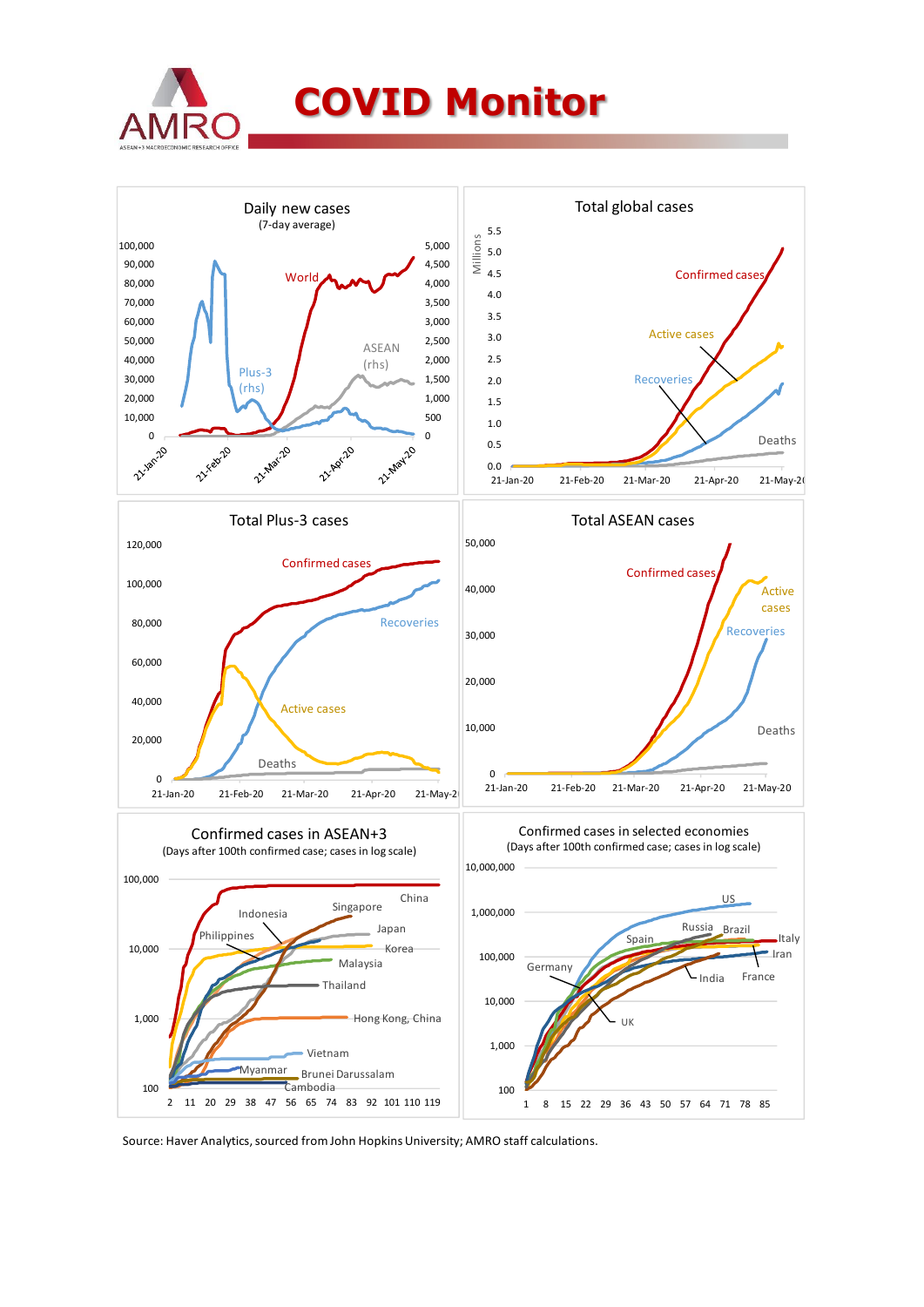# COVID Monitor

## Daily new cases
(7-day average)

100,000
90,000
80,000
70,000
60,000
50,000
40,000
30,000
20,000
10,000
0

5,000
4,500
4,000
3,500
3,000
2,500
2,000
1,500
1,000
500
0

World

ASEAN (rhs)

Plus-3 (rhs)

21-Jan-20
21-Feb-20
21-Mar-20
21-Apr-20
21-May-20

## Total global cases

Millions

5.5
5.0
4.5
4.0
3.5
3.0
2.5
2.0
1.5
1.0
0.5
0.0

Confirmed cases

Active cases

Recoveries

Deaths

21-Jan-20
21-Feb-20
21-Mar-20
21-Apr-20
21-May-20

## Total Plus-3 cases

120,000
100,000
80,000
60,000
40,000
20,000
0

Confirmed cases

Recoveries

Active cases

Deaths

21-Jan-20
21-Feb-20
21-Mar-20
21-Apr-20
21-May-20

## Total ASEAN cases

50,000
40,000
30,000
20,000
10,000
0

Confirmed cases

Active cases

Recoveries

Deaths

21-Jan-20
21-Feb-20
21-Mar-20
21-Apr-20
21-May-20

## Confirmed cases in ASEAN+3
(Days after 100th confirmed case; cases in log scale)

100,000
10,000
1,000
100

China
Singapore
Indonesia
Japan
Philippines
Korea
Malaysia
Thailand
Hong Kong, China
Vietnam
Myanmar
Brunei Darussalam
Cambodia

2 11 20 29 38 47 56 65 74 83 92 101 110 119

## Confirmed cases in selected economies
(Days after 100th confirmed case; cases in log scale)

10,000,000
1,000,000
100,000
10,000
1,000
100

US
Russia
Brazil
Spain
Italy
Iran
Germany
India
France
UK

1 8 15 22 29 36 43 50 57 64 71 78 85

Source: Haver Analytics, sourced from John Hopkins University; AMRO staff calculations.